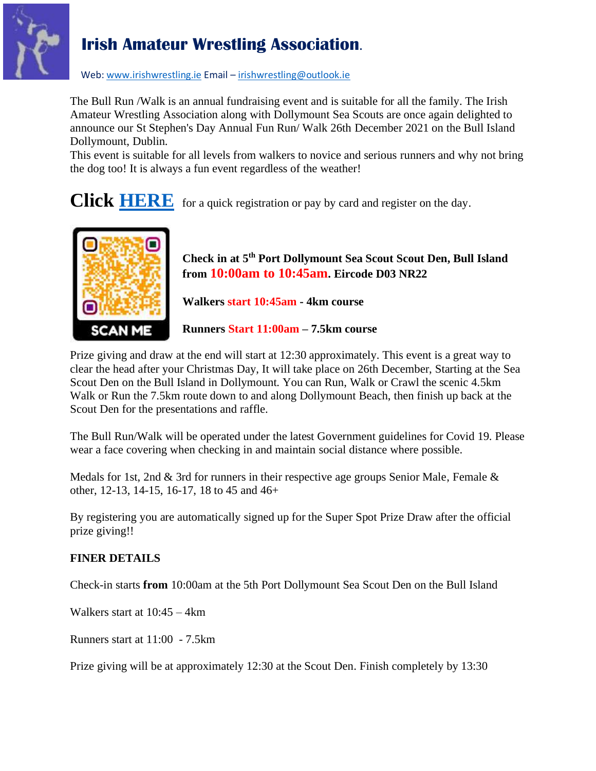# Irish Amateur Wrestling Association.

Web: www.irishwrestling.ie Email – irishwrestling@outlook.ie

The Bull Run /Walk is an annual fundraising event and is suitable for all the family. The Irish Amateur Wrestling Association along with Dollymount Sea Scouts are once again delighted to announce our St Stephen's Day Annual Fun Run/ Walk 26th December 2021 on the Bull Island Dollymount, Dublin.
This event is suitable for all levels from walkers to novice and serious runners and why not bring the dog too! It is always a fun event regardless of the weather!

**Click [HERE]** for a quick registration or pay by card and register on the day.

SCAN ME

**Check in at 5th Port Dollymount Sea Scout Scout Den, Bull Island from 10:00am to 10:45am. Eircode D03 NR22**

**Walkers start 10:45am - 4km course**

**Runners Start 11:00am – 7.5km course**

Prize giving and draw at the end will start at 12:30 approximately. This event is a great way to clear the head after your Christmas Day, It will take place on 26th December, Starting at the Sea Scout Den on the Bull Island in Dollymount. You can Run, Walk or Crawl the scenic 4.5km Walk or Run the 7.5km route down to and along Dollymount Beach, then finish up back at the Scout Den for the presentations and raffle.

The Bull Run/Walk will be operated under the latest Government guidelines for Covid 19. Please wear a face covering when checking in and maintain social distance where possible.

Medals for 1st, 2nd & 3rd for runners in their respective age groups Senior Male, Female & other, 12-13, 14-15, 16-17, 18 to 45 and 46+

By registering you are automatically signed up for the Super Spot Prize Draw after the official prize giving!!

**FINER DETAILS**

Check-in starts **from** 10:00am at the 5th Port Dollymount Sea Scout Den on the Bull Island

Walkers start at 10:45 – 4km

Runners start at 11:00 - 7.5km

Prize giving will be at approximately 12:30 at the Scout Den. Finish completely by 13:30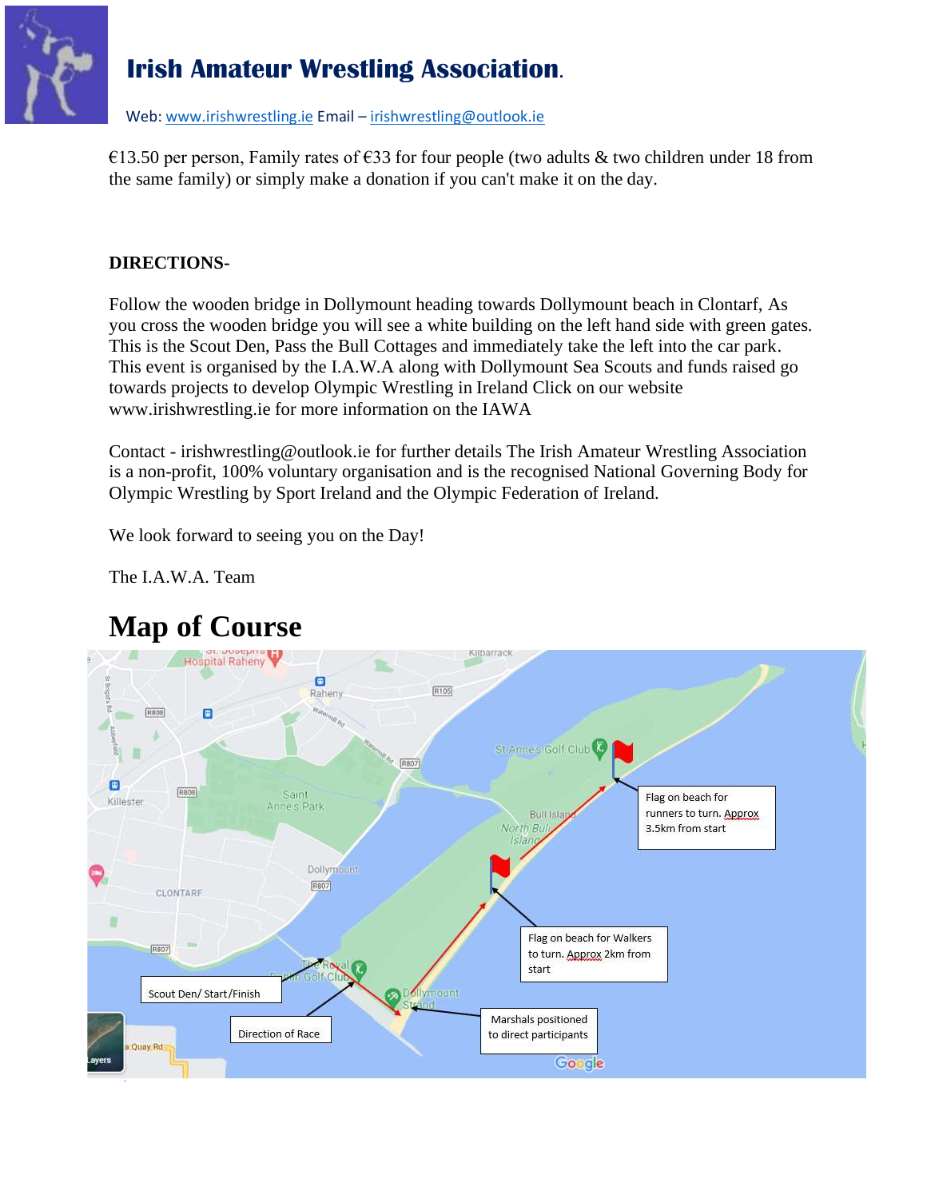# Irish Amateur Wrestling Association.

Web: www.irishwrestling.ie Email – irishwrestling@outlook.ie

€13.50 per person, Family rates of €33 for four people (two adults & two children under 18 from the same family) or simply make a donation if you can't make it on the day.

**DIRECTIONS-**

Follow the wooden bridge in Dollymount heading towards Dollymount beach in Clontarf, As you cross the wooden bridge you will see a white building on the left hand side with green gates. This is the Scout Den, Pass the Bull Cottages and immediately take the left into the car park. This event is organised by the I.A.W.A along with Dollymount Sea Scouts and funds raised go towards projects to develop Olympic Wrestling in Ireland Click on our website www.irishwrestling.ie for more information on the IAWA

Contact - irishwrestling@outlook.ie for further details The Irish Amateur Wrestling Association is a non-profit, 100% voluntary organisation and is the recognised National Governing Body for Olympic Wrestling by Sport Ireland and the Olympic Federation of Ireland.

We look forward to seeing you on the Day!

The I.A.W.A. Team

# Map of Course

Flag on beach for runners to turn. Approx 3.5km from start

Flag on beach for Walkers to turn. Approx 2km from start

Scout Den/ Start/Finish

Direction of Race

Marshals positioned to direct participants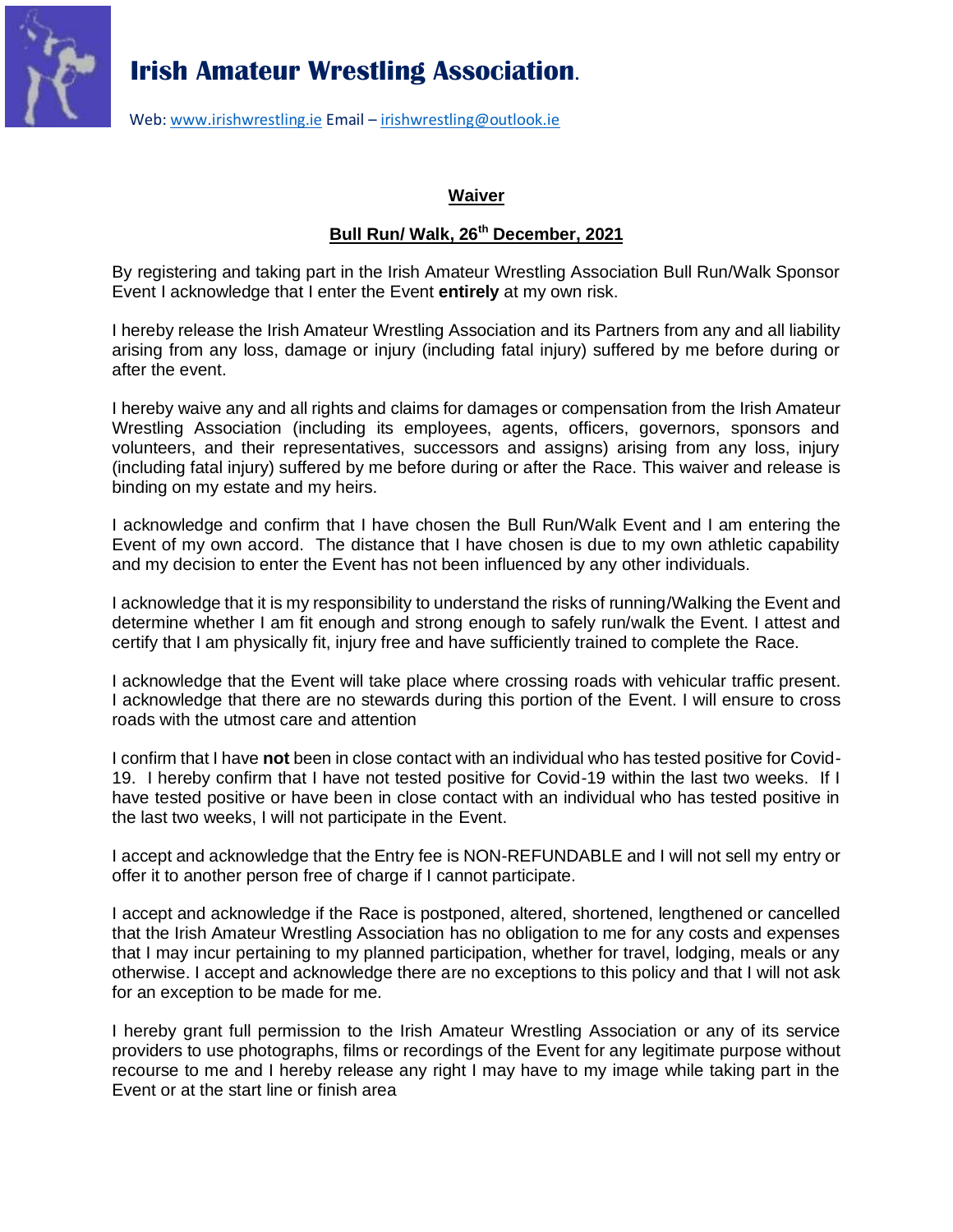# Irish Amateur Wrestling Association.

Web: www.irishwrestling.ie Email – irishwrestling@outlook.ie

## Waiver

## Bull Run/ Walk, 26th December, 2021

By registering and taking part in the Irish Amateur Wrestling Association Bull Run/Walk Sponsor Event I acknowledge that I enter the Event **entirely** at my own risk.

I hereby release the Irish Amateur Wrestling Association and its Partners from any and all liability arising from any loss, damage or injury (including fatal injury) suffered by me before during or after the event.

I hereby waive any and all rights and claims for damages or compensation from the Irish Amateur Wrestling Association (including its employees, agents, officers, governors, sponsors and volunteers, and their representatives, successors and assigns) arising from any loss, injury (including fatal injury) suffered by me before during or after the Race. This waiver and release is binding on my estate and my heirs.

I acknowledge and confirm that I have chosen the Bull Run/Walk Event and I am entering the Event of my own accord. The distance that I have chosen is due to my own athletic capability and my decision to enter the Event has not been influenced by any other individuals.

I acknowledge that it is my responsibility to understand the risks of running/Walking the Event and determine whether I am fit enough and strong enough to safely run/walk the Event. I attest and certify that I am physically fit, injury free and have sufficiently trained to complete the Race.

I acknowledge that the Event will take place where crossing roads with vehicular traffic present. I acknowledge that there are no stewards during this portion of the Event. I will ensure to cross roads with the utmost care and attention

I confirm that I have **not** been in close contact with an individual who has tested positive for Covid-19. I hereby confirm that I have not tested positive for Covid-19 within the last two weeks. If I have tested positive or have been in close contact with an individual who has tested positive in the last two weeks, I will not participate in the Event.

I accept and acknowledge that the Entry fee is NON-REFUNDABLE and I will not sell my entry or offer it to another person free of charge if I cannot participate.

I accept and acknowledge if the Race is postponed, altered, shortened, lengthened or cancelled that the Irish Amateur Wrestling Association has no obligation to me for any costs and expenses that I may incur pertaining to my planned participation, whether for travel, lodging, meals or any otherwise. I accept and acknowledge there are no exceptions to this policy and that I will not ask for an exception to be made for me.

I hereby grant full permission to the Irish Amateur Wrestling Association or any of its service providers to use photographs, films or recordings of the Event for any legitimate purpose without recourse to me and I hereby release any right I may have to my image while taking part in the Event or at the start line or finish area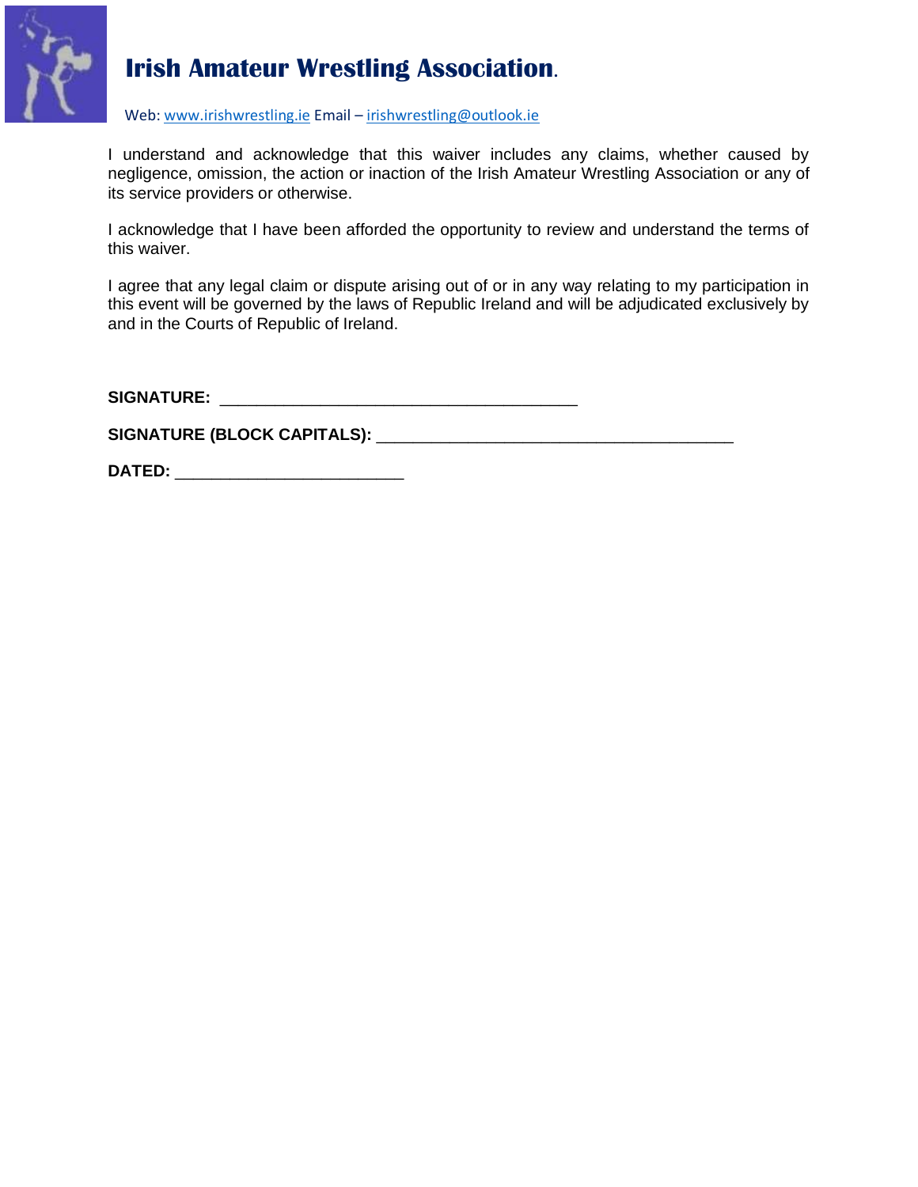# Irish Amateur Wrestling Association.

Web: www.irishwrestling.ie Email – irishwrestling@outlook.ie

I understand and acknowledge that this waiver includes any claims, whether caused by negligence, omission, the action or inaction of the Irish Amateur Wrestling Association or any of its service providers or otherwise.

I acknowledge that I have been afforded the opportunity to review and understand the terms of this waiver.

I agree that any legal claim or dispute arising out of or in any way relating to my participation in this event will be governed by the laws of Republic Ireland and will be adjudicated exclusively by and in the Courts of Republic of Ireland.

**SIGNATURE:** ______________________________________

**SIGNATURE (BLOCK CAPITALS):** ______________________________________

**DATED:** ________________________